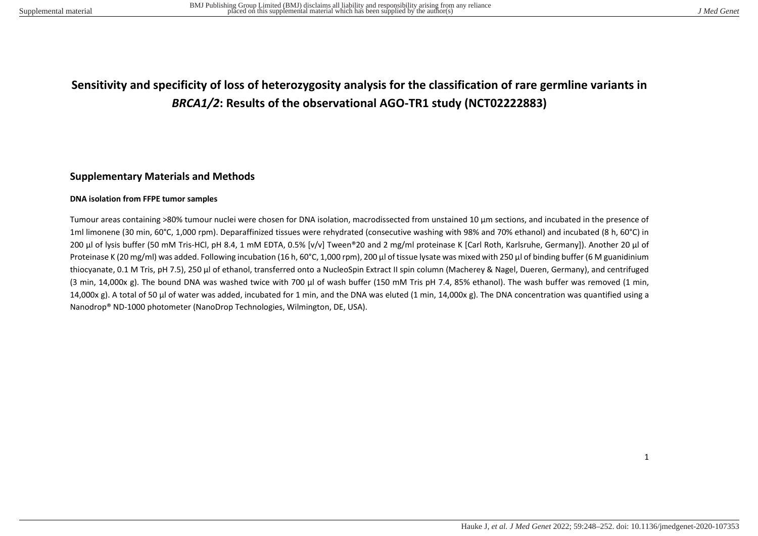# Sensitivity and specificity of loss of heterozygosity analysis for the classification of rare germline variants in *BRCA1/2*: Results of the observational AGO-TR1 study (NCT02222883)

## Supplementary Materials and Methods

### DNA isolation from FFPE tumor samples

Tumour areas containing >80% tumour nuclei were chosen for DNA isolation, macrodissected from unstained 10 µm sections, and incubated in the presence of 1ml limonene (30 min, 60°C, 1,000 rpm). Deparaffinized tissues were rehydrated (consecutive washing with 98% and 70% ethanol) and incubated (8 h, 60°C) in 200 µl of lysis buffer (50 mM Tris-HCl, pH 8.4, 1 mM EDTA, 0.5% [v/v] Tween®20 and 2 mg/ml proteinase K [Carl Roth, Karlsruhe, Germany]). Another 20 µl of Proteinase K (20 mg/ml) was added. Following incubation (16 h, 60°C, 1,000 rpm), 200 µl of tissue lysate was mixed with 250 µl of binding buffer (6 M guanidinium thiocyanate, 0.1 M Tris, pH 7.5), 250 µl of ethanol, transferred onto a NucleoSpin Extract II spin column (Macherey & Nagel, Dueren, Germany), and centrifuged (3 min, 14,000x g). The bound DNA was washed twice with 700 µl of wash buffer (150 mM Tris pH 7.4, 85% ethanol). The wash buffer was removed (1 min, 14,000x g). A total of 50 µl of water was added, incubated for 1 min, and the DNA was eluted (1 min, 14,000x g). The DNA concentration was quantified using a Nanodrop® ND-1000 photometer (NanoDrop Technologies, Wilmington, DE, USA).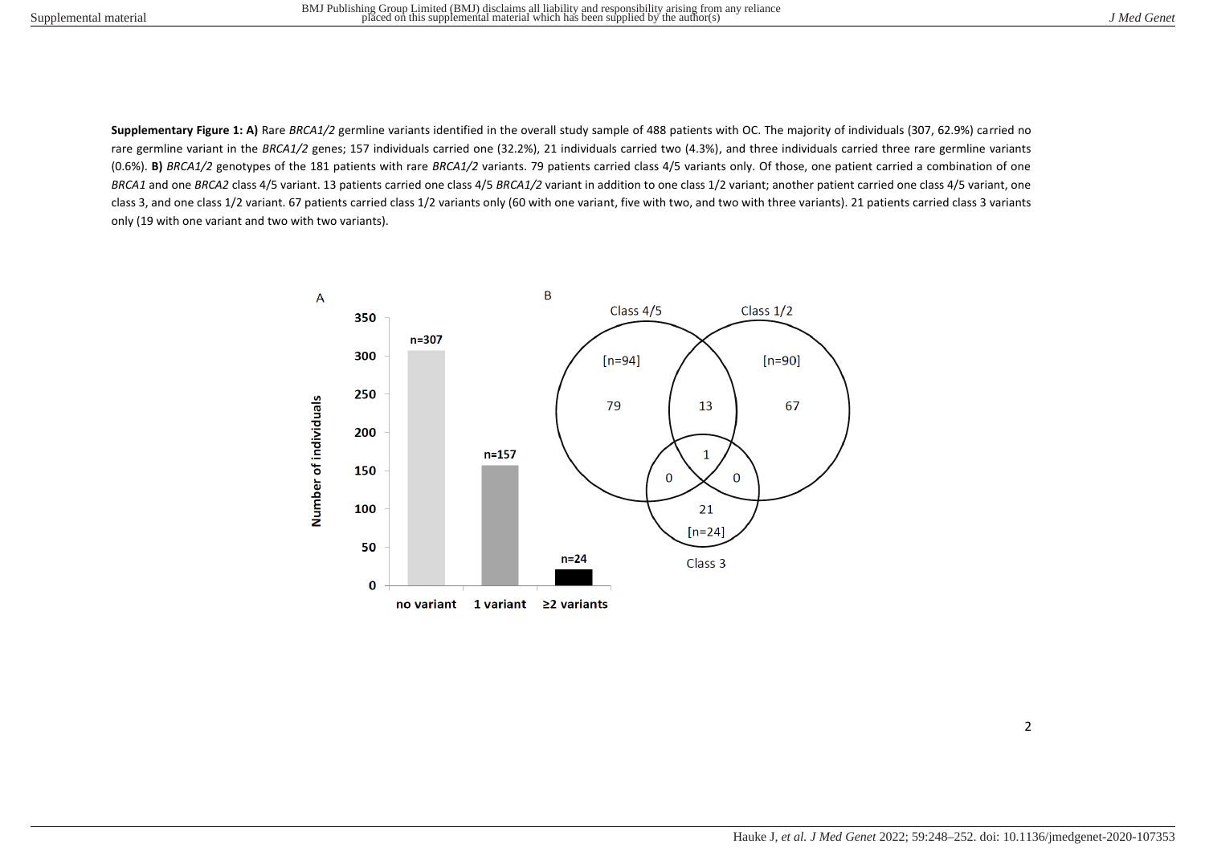**Supplementary Figure 1: A)** Rare *BRCA1/2* germline variants identified in the overall study sample of 488 patients with OC. The majority of individuals (307, 62.9%) carried no rare germline variant in the *BRCA1/2* genes; 157 individuals carried one (32.2%), 21 individuals carried two (4.3%), and three individuals carried three rare germline variants (0.6%). **B)** *BRCA1/2* genotypes of the 181 patients with rare *BRCA1/2* variants. 79 patients carried class 4/5 variants only. Of those, one patient carried a combination of one *BRCA1* and one *BRCA2* class 4/5 variant. 13 patients carried one class 4/5 *BRCA1/2* variant in addition to one class 1/2 variant; another patient carried one class 4/5 variant, one class 3, and one class 1/2 variant. 67 patients carried class 1/2 variants only (60 with one variant, five with two, and two with three variants). 21 patients carried class 3 variants only (19 with one variant and two with two variants).

A

| | Number of individuals |
|---|---|
| no variant | n=307 |
| 1 variant | n=157 |
| ≥2 variants | n=24 |

B

| Venn region | n |
|---|---|
| Class 4/5 [n=94] only | 79 |
| Class 4/5 and Class 1/2 | 13 |
| Class 1/2 [n=90] only | 67 |
| Class 4/5, Class 1/2 and Class 3 | 1 |
| Class 4/5 and Class 3 | 0 |
| Class 1/2 and Class 3 | 0 |
| Class 3 [n=24] only | 21 |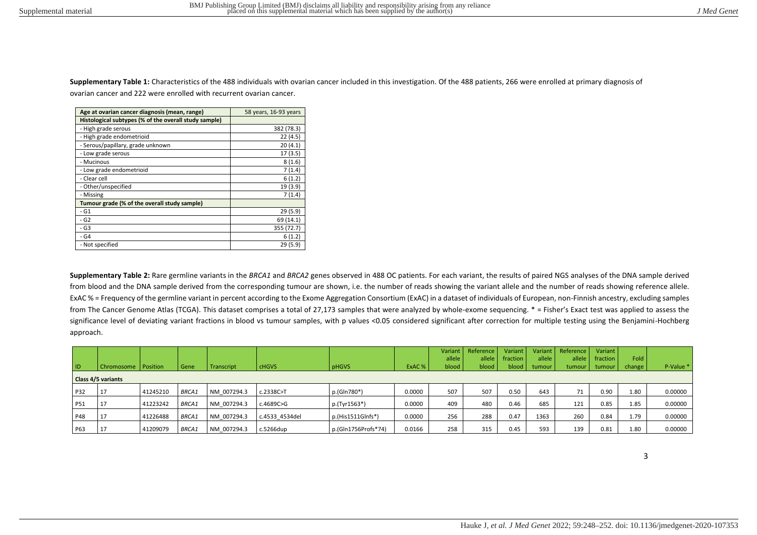**Supplementary Table 1:** Characteristics of the 488 individuals with ovarian cancer included in this investigation. Of the 488 patients, 266 were enrolled at primary diagnosis of ovarian cancer and 222 were enrolled with recurrent ovarian cancer.

| Age at ovarian cancer diagnosis (mean, range) | 58 years, 16-93 years |
|---|---|
| **Histological subtypes (% of the overall study sample)** | |
| - High grade serous | 382 (78.3) |
| - High grade endometrioid | 22 (4.5) |
| - Serous/papillary, grade unknown | 20 (4.1) |
| - Low grade serous | 17 (3.5) |
| - Mucinous | 8 (1.6) |
| - Low grade endometrioid | 7 (1.4) |
| - Clear cell | 6 (1.2) |
| - Other/unspecified | 19 (3.9) |
| - Missing | 7 (1.4) |
| **Tumour grade (% of the overall study sample)** | |
| - G1 | 29 (5.9) |
| - G2 | 69 (14.1) |
| - G3 | 355 (72.7) |
| - G4 | 6 (1.2) |
| - Not specified | 29 (5.9) |

**Supplementary Table 2:** Rare germline variants in the *BRCA1* and *BRCA2* genes observed in 488 OC patients. For each variant, the results of paired NGS analyses of the DNA sample derived from blood and the DNA sample derived from the corresponding tumour are shown, i.e. the number of reads showing the variant allele and the number of reads showing reference allele. ExAC % = Frequency of the germline variant in percent according to the Exome Aggregation Consortium (ExAC) in a dataset of individuals of European, non-Finnish ancestry, excluding samples from The Cancer Genome Atlas (TCGA). This dataset comprises a total of 27,173 samples that were analyzed by whole-exome sequencing. * = Fisher's Exact test was applied to assess the significance level of deviating variant fractions in blood vs tumour samples, with p values <0.05 considered significant after correction for multiple testing using the Benjamini-Hochberg approach.

| ID | Chromosome | Position | Gene | Transcript | cHGVS | pHGVS | ExAC % | Variant allele blood | Reference allele blood | Variant fraction blood | Variant allele tumour | Reference allele tumour | Variant fraction tumour | Fold change | P-Value * |
|---|---|---|---|---|---|---|---|---|---|---|---|---|---|---|---|
| **Class 4/5 variants** | | | | | | | | | | | | | | | |
| P32 | 17 | 41245210 | *BRCA1* | NM_007294.3 | c.2338C>T | p.(Gln780*) | 0.0000 | 507 | 507 | 0.50 | 643 | 71 | 0.90 | 1.80 | 0.00000 |
| P51 | 17 | 41223242 | *BRCA1* | NM_007294.3 | c.4689C>G | p.(Tyr1563*) | 0.0000 | 409 | 480 | 0.46 | 685 | 121 | 0.85 | 1.85 | 0.00000 |
| P48 | 17 | 41226488 | *BRCA1* | NM_007294.3 | c.4533_4534del | p.(His1511Glnfs*) | 0.0000 | 256 | 288 | 0.47 | 1363 | 260 | 0.84 | 1.79 | 0.00000 |
| P63 | 17 | 41209079 | *BRCA1* | NM_007294.3 | c.5266dup | p.(Gln1756Profs*74) | 0.0166 | 258 | 315 | 0.45 | 593 | 139 | 0.81 | 1.80 | 0.00000 |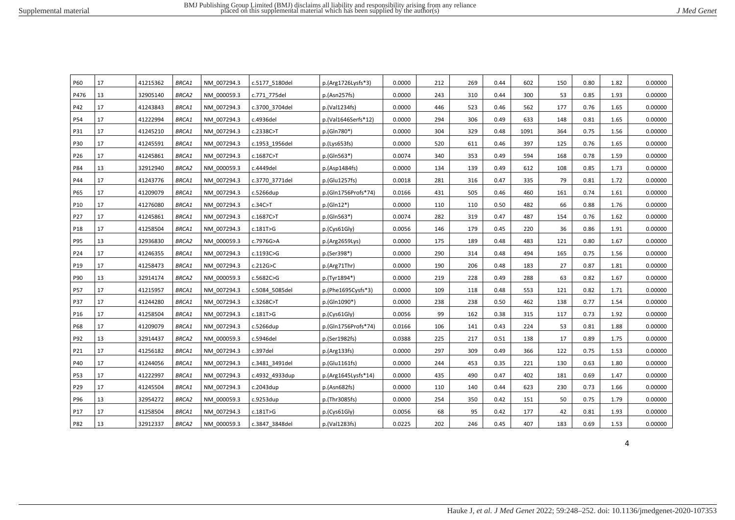| P60 | 17 | 41215362 | *BRCA1* | NM_007294.3 | c.5177_5180del | p.(Arg1726Lysfs*3) | 0.0000 | 212 | 269 | 0.44 | 602 | 150 | 0.80 | 1.82 | 0.00000 |
|---|---|---|---|---|---|---|---|---|---|---|---|---|---|---|---|
| P476 | 13 | 32905140 | *BRCA2* | NM_000059.3 | c.771_775del | p.(Asn257fs) | 0.0000 | 243 | 310 | 0.44 | 300 | 53 | 0.85 | 1.93 | 0.00000 |
| P42 | 17 | 41243843 | *BRCA1* | NM_007294.3 | c.3700_3704del | p.(Val1234fs) | 0.0000 | 446 | 523 | 0.46 | 562 | 177 | 0.76 | 1.65 | 0.00000 |
| P54 | 17 | 41222994 | *BRCA1* | NM_007294.3 | c.4936del | p.(Val1646Serfs*12) | 0.0000 | 294 | 306 | 0.49 | 633 | 148 | 0.81 | 1.65 | 0.00000 |
| P31 | 17 | 41245210 | *BRCA1* | NM_007294.3 | c.2338C>T | p.(Gln780*) | 0.0000 | 304 | 329 | 0.48 | 1091 | 364 | 0.75 | 1.56 | 0.00000 |
| P30 | 17 | 41245591 | *BRCA1* | NM_007294.3 | c.1953_1956del | p.(Lys653fs) | 0.0000 | 520 | 611 | 0.46 | 397 | 125 | 0.76 | 1.65 | 0.00000 |
| P26 | 17 | 41245861 | *BRCA1* | NM_007294.3 | c.1687C>T | p.(Gln563*) | 0.0074 | 340 | 353 | 0.49 | 594 | 168 | 0.78 | 1.59 | 0.00000 |
| P84 | 13 | 32912940 | *BRCA2* | NM_000059.3 | c.4449del | p.(Asp1484fs) | 0.0000 | 134 | 139 | 0.49 | 612 | 108 | 0.85 | 1.73 | 0.00000 |
| P44 | 17 | 41243776 | *BRCA1* | NM_007294.3 | c.3770_3771del | p.(Glu1257fs) | 0.0018 | 281 | 316 | 0.47 | 335 | 79 | 0.81 | 1.72 | 0.00000 |
| P65 | 17 | 41209079 | *BRCA1* | NM_007294.3 | c.5266dup | p.(Gln1756Profs*74) | 0.0166 | 431 | 505 | 0.46 | 460 | 161 | 0.74 | 1.61 | 0.00000 |
| P10 | 17 | 41276080 | *BRCA1* | NM_007294.3 | c.34C>T | p.(Gln12*) | 0.0000 | 110 | 110 | 0.50 | 482 | 66 | 0.88 | 1.76 | 0.00000 |
| P27 | 17 | 41245861 | *BRCA1* | NM_007294.3 | c.1687C>T | p.(Gln563*) | 0.0074 | 282 | 319 | 0.47 | 487 | 154 | 0.76 | 1.62 | 0.00000 |
| P18 | 17 | 41258504 | *BRCA1* | NM_007294.3 | c.181T>G | p.(Cys61Gly) | 0.0056 | 146 | 179 | 0.45 | 220 | 36 | 0.86 | 1.91 | 0.00000 |
| P95 | 13 | 32936830 | *BRCA2* | NM_000059.3 | c.7976G>A | p.(Arg2659Lys) | 0.0000 | 175 | 189 | 0.48 | 483 | 121 | 0.80 | 1.67 | 0.00000 |
| P24 | 17 | 41246355 | *BRCA1* | NM_007294.3 | c.1193C>G | p.(Ser398*) | 0.0000 | 290 | 314 | 0.48 | 494 | 165 | 0.75 | 1.56 | 0.00000 |
| P19 | 17 | 41258473 | *BRCA1* | NM_007294.3 | c.212G>C | p.(Arg71Thr) | 0.0000 | 190 | 206 | 0.48 | 183 | 27 | 0.87 | 1.81 | 0.00000 |
| P90 | 13 | 32914174 | *BRCA2* | NM_000059.3 | c.5682C>G | p.(Tyr1894*) | 0.0000 | 219 | 228 | 0.49 | 288 | 63 | 0.82 | 1.67 | 0.00000 |
| P57 | 17 | 41215957 | *BRCA1* | NM_007294.3 | c.5084_5085del | p.(Phe1695Cysfs*3) | 0.0000 | 109 | 118 | 0.48 | 553 | 121 | 0.82 | 1.71 | 0.00000 |
| P37 | 17 | 41244280 | *BRCA1* | NM_007294.3 | c.3268C>T | p.(Gln1090*) | 0.0000 | 238 | 238 | 0.50 | 462 | 138 | 0.77 | 1.54 | 0.00000 |
| P16 | 17 | 41258504 | *BRCA1* | NM_007294.3 | c.181T>G | p.(Cys61Gly) | 0.0056 | 99 | 162 | 0.38 | 315 | 117 | 0.73 | 1.92 | 0.00000 |
| P68 | 17 | 41209079 | *BRCA1* | NM_007294.3 | c.5266dup | p.(Gln1756Profs*74) | 0.0166 | 106 | 141 | 0.43 | 224 | 53 | 0.81 | 1.88 | 0.00000 |
| P92 | 13 | 32914437 | *BRCA2* | NM_000059.3 | c.5946del | p.(Ser1982fs) | 0.0388 | 225 | 217 | 0.51 | 138 | 17 | 0.89 | 1.75 | 0.00000 |
| P21 | 17 | 41256182 | *BRCA1* | NM_007294.3 | c.397del | p.(Arg133fs) | 0.0000 | 297 | 309 | 0.49 | 366 | 122 | 0.75 | 1.53 | 0.00000 |
| P40 | 17 | 41244056 | *BRCA1* | NM_007294.3 | c.3481_3491del | p.(Glu1161fs) | 0.0000 | 244 | 453 | 0.35 | 221 | 130 | 0.63 | 1.80 | 0.00000 |
| P53 | 17 | 41222997 | *BRCA1* | NM_007294.3 | c.4932_4933dup | p.(Arg1645Lysfs*14) | 0.0000 | 435 | 490 | 0.47 | 402 | 181 | 0.69 | 1.47 | 0.00000 |
| P29 | 17 | 41245504 | *BRCA1* | NM_007294.3 | c.2043dup | p.(Asn682fs) | 0.0000 | 110 | 140 | 0.44 | 623 | 230 | 0.73 | 1.66 | 0.00000 |
| P96 | 13 | 32954272 | *BRCA2* | NM_000059.3 | c.9253dup | p.(Thr3085fs) | 0.0000 | 254 | 350 | 0.42 | 151 | 50 | 0.75 | 1.79 | 0.00000 |
| P17 | 17 | 41258504 | *BRCA1* | NM_007294.3 | c.181T>G | p.(Cys61Gly) | 0.0056 | 68 | 95 | 0.42 | 177 | 42 | 0.81 | 1.93 | 0.00000 |
| P82 | 13 | 32912337 | *BRCA2* | NM_000059.3 | c.3847_3848del | p.(Val1283fs) | 0.0225 | 202 | 246 | 0.45 | 407 | 183 | 0.69 | 1.53 | 0.00000 |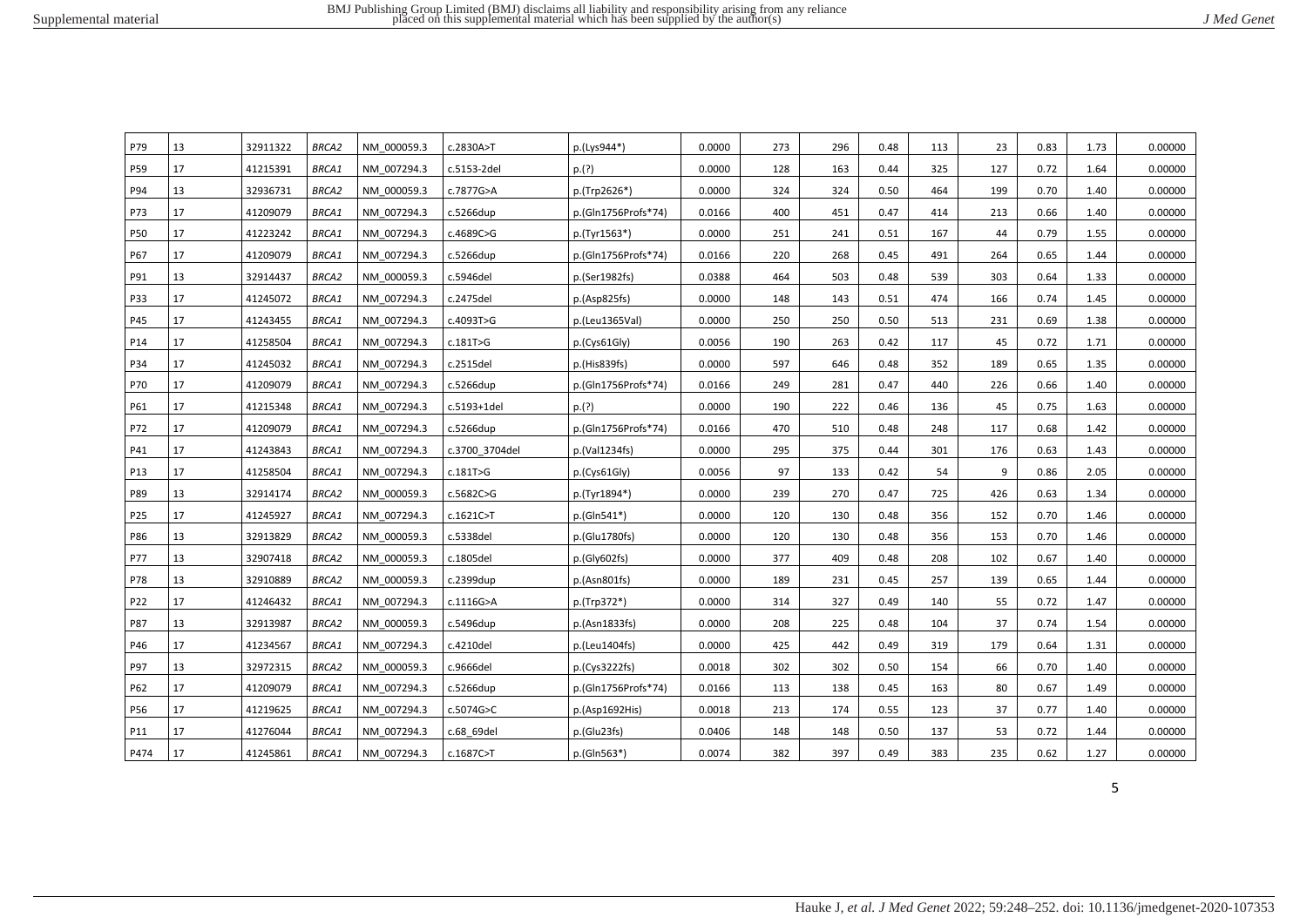| P79 | 13 | 32911322 | *BRCA2* | NM_000059.3 | c.2830A>T | p.(Lys944*) | 0.0000 | 273 | 296 | 0.48 | 113 | 23 | 0.83 | 1.73 | 0.00000 |
|---|---|---|---|---|---|---|---|---|---|---|---|---|---|---|---|
| P59 | 17 | 41215391 | *BRCA1* | NM_007294.3 | c.5153-2del | p.(?) | 0.0000 | 128 | 163 | 0.44 | 325 | 127 | 0.72 | 1.64 | 0.00000 |
| P94 | 13 | 32936731 | *BRCA2* | NM_000059.3 | c.7877G>A | p.(Trp2626*) | 0.0000 | 324 | 324 | 0.50 | 464 | 199 | 0.70 | 1.40 | 0.00000 |
| P73 | 17 | 41209079 | *BRCA1* | NM_007294.3 | c.5266dup | p.(Gln1756Profs*74) | 0.0166 | 400 | 451 | 0.47 | 414 | 213 | 0.66 | 1.40 | 0.00000 |
| P50 | 17 | 41223242 | *BRCA1* | NM_007294.3 | c.4689C>G | p.(Tyr1563*) | 0.0000 | 251 | 241 | 0.51 | 167 | 44 | 0.79 | 1.55 | 0.00000 |
| P67 | 17 | 41209079 | *BRCA1* | NM_007294.3 | c.5266dup | p.(Gln1756Profs*74) | 0.0166 | 220 | 268 | 0.45 | 491 | 264 | 0.65 | 1.44 | 0.00000 |
| P91 | 13 | 32914437 | *BRCA2* | NM_000059.3 | c.5946del | p.(Ser1982fs) | 0.0388 | 464 | 503 | 0.48 | 539 | 303 | 0.64 | 1.33 | 0.00000 |
| P33 | 17 | 41245072 | *BRCA1* | NM_007294.3 | c.2475del | p.(Asp825fs) | 0.0000 | 148 | 143 | 0.51 | 474 | 166 | 0.74 | 1.45 | 0.00000 |
| P45 | 17 | 41243455 | *BRCA1* | NM_007294.3 | c.4093T>G | p.(Leu1365Val) | 0.0000 | 250 | 250 | 0.50 | 513 | 231 | 0.69 | 1.38 | 0.00000 |
| P14 | 17 | 41258504 | *BRCA1* | NM_007294.3 | c.181T>G | p.(Cys61Gly) | 0.0056 | 190 | 263 | 0.42 | 117 | 45 | 0.72 | 1.71 | 0.00000 |
| P34 | 17 | 41245032 | *BRCA1* | NM_007294.3 | c.2515del | p.(His839fs) | 0.0000 | 597 | 646 | 0.48 | 352 | 189 | 0.65 | 1.35 | 0.00000 |
| P70 | 17 | 41209079 | *BRCA1* | NM_007294.3 | c.5266dup | p.(Gln1756Profs*74) | 0.0166 | 249 | 281 | 0.47 | 440 | 226 | 0.66 | 1.40 | 0.00000 |
| P61 | 17 | 41215348 | *BRCA1* | NM_007294.3 | c.5193+1del | p.(?) | 0.0000 | 190 | 222 | 0.46 | 136 | 45 | 0.75 | 1.63 | 0.00000 |
| P72 | 17 | 41209079 | *BRCA1* | NM_007294.3 | c.5266dup | p.(Gln1756Profs*74) | 0.0166 | 470 | 510 | 0.48 | 248 | 117 | 0.68 | 1.42 | 0.00000 |
| P41 | 17 | 41243843 | *BRCA1* | NM_007294.3 | c.3700_3704del | p.(Val1234fs) | 0.0000 | 295 | 375 | 0.44 | 301 | 176 | 0.63 | 1.43 | 0.00000 |
| P13 | 17 | 41258504 | *BRCA1* | NM_007294.3 | c.181T>G | p.(Cys61Gly) | 0.0056 | 97 | 133 | 0.42 | 54 | 9 | 0.86 | 2.05 | 0.00000 |
| P89 | 13 | 32914174 | *BRCA2* | NM_000059.3 | c.5682C>G | p.(Tyr1894*) | 0.0000 | 239 | 270 | 0.47 | 725 | 426 | 0.63 | 1.34 | 0.00000 |
| P25 | 17 | 41245927 | *BRCA1* | NM_007294.3 | c.1621C>T | p.(Gln541*) | 0.0000 | 120 | 130 | 0.48 | 356 | 152 | 0.70 | 1.46 | 0.00000 |
| P86 | 13 | 32913829 | *BRCA2* | NM_000059.3 | c.5338del | p.(Glu1780fs) | 0.0000 | 120 | 130 | 0.48 | 356 | 153 | 0.70 | 1.46 | 0.00000 |
| P77 | 13 | 32907418 | *BRCA2* | NM_000059.3 | c.1805del | p.(Gly602fs) | 0.0000 | 377 | 409 | 0.48 | 208 | 102 | 0.67 | 1.40 | 0.00000 |
| P78 | 13 | 32910889 | *BRCA2* | NM_000059.3 | c.2399dup | p.(Asn801fs) | 0.0000 | 189 | 231 | 0.45 | 257 | 139 | 0.65 | 1.44 | 0.00000 |
| P22 | 17 | 41246432 | *BRCA1* | NM_007294.3 | c.1116G>A | p.(Trp372*) | 0.0000 | 314 | 327 | 0.49 | 140 | 55 | 0.72 | 1.47 | 0.00000 |
| P87 | 13 | 32913987 | *BRCA2* | NM_000059.3 | c.5496dup | p.(Asn1833fs) | 0.0000 | 208 | 225 | 0.48 | 104 | 37 | 0.74 | 1.54 | 0.00000 |
| P46 | 17 | 41234567 | *BRCA1* | NM_007294.3 | c.4210del | p.(Leu1404fs) | 0.0000 | 425 | 442 | 0.49 | 319 | 179 | 0.64 | 1.31 | 0.00000 |
| P97 | 13 | 32972315 | *BRCA2* | NM_000059.3 | c.9666del | p.(Cys3222fs) | 0.0018 | 302 | 302 | 0.50 | 154 | 66 | 0.70 | 1.40 | 0.00000 |
| P62 | 17 | 41209079 | *BRCA1* | NM_007294.3 | c.5266dup | p.(Gln1756Profs*74) | 0.0166 | 113 | 138 | 0.45 | 163 | 80 | 0.67 | 1.49 | 0.00000 |
| P56 | 17 | 41219625 | *BRCA1* | NM_007294.3 | c.5074G>C | p.(Asp1692His) | 0.0018 | 213 | 174 | 0.55 | 123 | 37 | 0.77 | 1.40 | 0.00000 |
| P11 | 17 | 41276044 | *BRCA1* | NM_007294.3 | c.68_69del | p.(Glu23fs) | 0.0406 | 148 | 148 | 0.50 | 137 | 53 | 0.72 | 1.44 | 0.00000 |
| P474 | 17 | 41245861 | *BRCA1* | NM_007294.3 | c.1687C>T | p.(Gln563*) | 0.0074 | 382 | 397 | 0.49 | 383 | 235 | 0.62 | 1.27 | 0.00000 |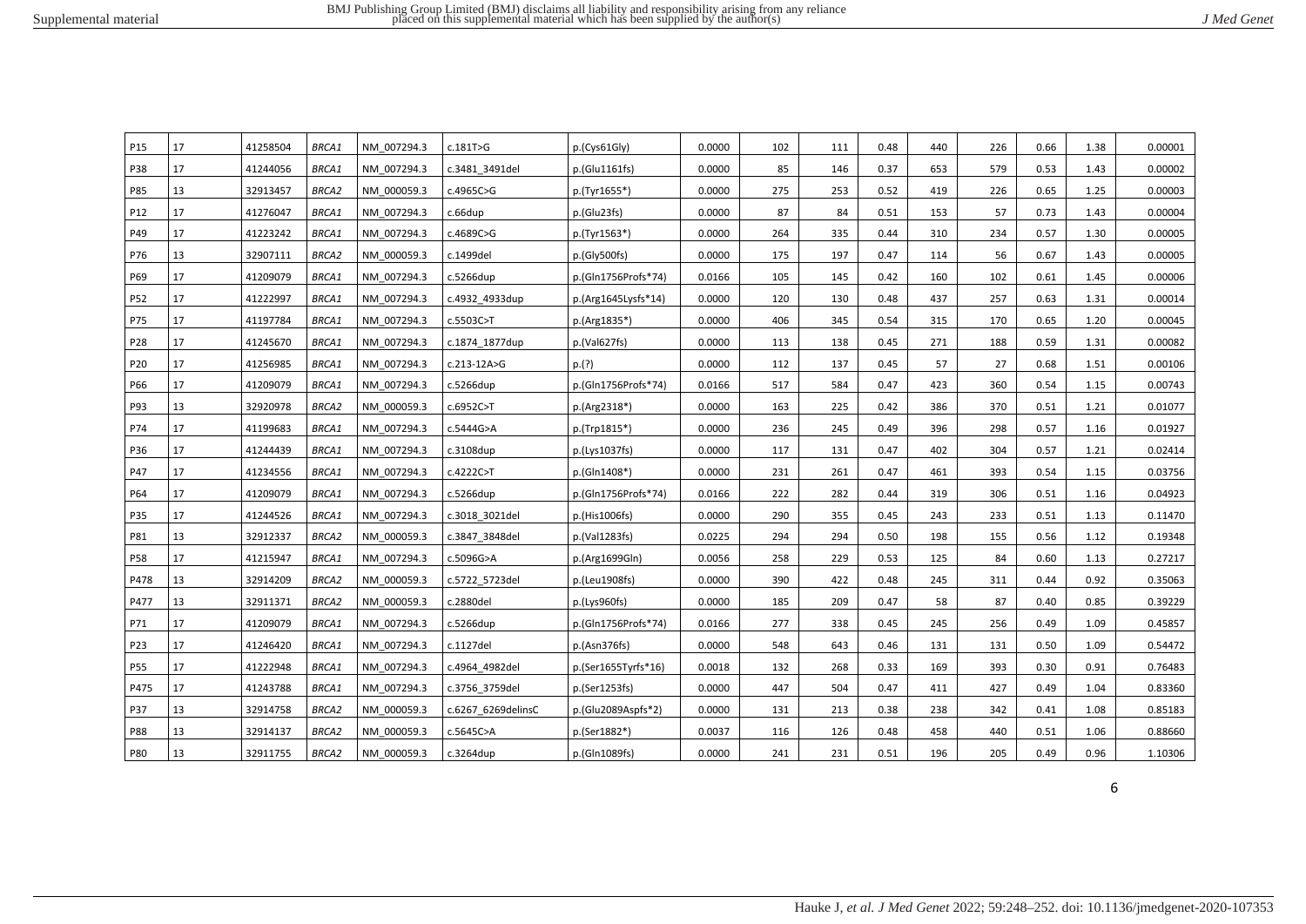| P15 | 17 | 41258504 | *BRCA1* | NM_007294.3 | c.181T>G | p.(Cys61Gly) | 0.0000 | 102 | 111 | 0.48 | 440 | 226 | 0.66 | 1.38 | 0.00001 |
|---|---|---|---|---|---|---|---|---|---|---|---|---|---|---|---|
| P38 | 17 | 41244056 | *BRCA1* | NM_007294.3 | c.3481_3491del | p.(Glu1161fs) | 0.0000 | 85 | 146 | 0.37 | 653 | 579 | 0.53 | 1.43 | 0.00002 |
| P85 | 13 | 32913457 | *BRCA2* | NM_000059.3 | c.4965C>G | p.(Tyr1655*) | 0.0000 | 275 | 253 | 0.52 | 419 | 226 | 0.65 | 1.25 | 0.00003 |
| P12 | 17 | 41276047 | *BRCA1* | NM_007294.3 | c.66dup | p.(Glu23fs) | 0.0000 | 87 | 84 | 0.51 | 153 | 57 | 0.73 | 1.43 | 0.00004 |
| P49 | 17 | 41223242 | *BRCA1* | NM_007294.3 | c.4689C>G | p.(Tyr1563*) | 0.0000 | 264 | 335 | 0.44 | 310 | 234 | 0.57 | 1.30 | 0.00005 |
| P76 | 13 | 32907111 | *BRCA2* | NM_000059.3 | c.1499del | p.(Gly500fs) | 0.0000 | 175 | 197 | 0.47 | 114 | 56 | 0.67 | 1.43 | 0.00005 |
| P69 | 17 | 41209079 | *BRCA1* | NM_007294.3 | c.5266dup | p.(Gln1756Profs*74) | 0.0166 | 105 | 145 | 0.42 | 160 | 102 | 0.61 | 1.45 | 0.00006 |
| P52 | 17 | 41222997 | *BRCA1* | NM_007294.3 | c.4932_4933dup | p.(Arg1645Lysfs*14) | 0.0000 | 120 | 130 | 0.48 | 437 | 257 | 0.63 | 1.31 | 0.00014 |
| P75 | 17 | 41197784 | *BRCA1* | NM_007294.3 | c.5503C>T | p.(Arg1835*) | 0.0000 | 406 | 345 | 0.54 | 315 | 170 | 0.65 | 1.20 | 0.00045 |
| P28 | 17 | 41245670 | *BRCA1* | NM_007294.3 | c.1874_1877dup | p.(Val627fs) | 0.0000 | 113 | 138 | 0.45 | 271 | 188 | 0.59 | 1.31 | 0.00082 |
| P20 | 17 | 41256985 | *BRCA1* | NM_007294.3 | c.213-12A>G | p.(?) | 0.0000 | 112 | 137 | 0.45 | 57 | 27 | 0.68 | 1.51 | 0.00106 |
| P66 | 17 | 41209079 | *BRCA1* | NM_007294.3 | c.5266dup | p.(Gln1756Profs*74) | 0.0166 | 517 | 584 | 0.47 | 423 | 360 | 0.54 | 1.15 | 0.00743 |
| P93 | 13 | 32920978 | *BRCA2* | NM_000059.3 | c.6952C>T | p.(Arg2318*) | 0.0000 | 163 | 225 | 0.42 | 386 | 370 | 0.51 | 1.21 | 0.01077 |
| P74 | 17 | 41199683 | *BRCA1* | NM_007294.3 | c.5444G>A | p.(Trp1815*) | 0.0000 | 236 | 245 | 0.49 | 396 | 298 | 0.57 | 1.16 | 0.01927 |
| P36 | 17 | 41244439 | *BRCA1* | NM_007294.3 | c.3108dup | p.(Lys1037fs) | 0.0000 | 117 | 131 | 0.47 | 402 | 304 | 0.57 | 1.21 | 0.02414 |
| P47 | 17 | 41234556 | *BRCA1* | NM_007294.3 | c.4222C>T | p.(Gln1408*) | 0.0000 | 231 | 261 | 0.47 | 461 | 393 | 0.54 | 1.15 | 0.03756 |
| P64 | 17 | 41209079 | *BRCA1* | NM_007294.3 | c.5266dup | p.(Gln1756Profs*74) | 0.0166 | 222 | 282 | 0.44 | 319 | 306 | 0.51 | 1.16 | 0.04923 |
| P35 | 17 | 41244526 | *BRCA1* | NM_007294.3 | c.3018_3021del | p.(His1006fs) | 0.0000 | 290 | 355 | 0.45 | 243 | 233 | 0.51 | 1.13 | 0.11470 |
| P81 | 13 | 32912337 | *BRCA2* | NM_000059.3 | c.3847_3848del | p.(Val1283fs) | 0.0225 | 294 | 294 | 0.50 | 198 | 155 | 0.56 | 1.12 | 0.19348 |
| P58 | 17 | 41215947 | *BRCA1* | NM_007294.3 | c.5096G>A | p.(Arg1699Gln) | 0.0056 | 258 | 229 | 0.53 | 125 | 84 | 0.60 | 1.13 | 0.27217 |
| P478 | 13 | 32914209 | *BRCA2* | NM_000059.3 | c.5722_5723del | p.(Leu1908fs) | 0.0000 | 390 | 422 | 0.48 | 245 | 311 | 0.44 | 0.92 | 0.35063 |
| P477 | 13 | 32911371 | *BRCA2* | NM_000059.3 | c.2880del | p.(Lys960fs) | 0.0000 | 185 | 209 | 0.47 | 58 | 87 | 0.40 | 0.85 | 0.39229 |
| P71 | 17 | 41209079 | *BRCA1* | NM_007294.3 | c.5266dup | p.(Gln1756Profs*74) | 0.0166 | 277 | 338 | 0.45 | 245 | 256 | 0.49 | 1.09 | 0.45857 |
| P23 | 17 | 41246420 | *BRCA1* | NM_007294.3 | c.1127del | p.(Asn376fs) | 0.0000 | 548 | 643 | 0.46 | 131 | 131 | 0.50 | 1.09 | 0.54472 |
| P55 | 17 | 41222948 | *BRCA1* | NM_007294.3 | c.4964_4982del | p.(Ser1655Tyrfs*16) | 0.0018 | 132 | 268 | 0.33 | 169 | 393 | 0.30 | 0.91 | 0.76483 |
| P475 | 17 | 41243788 | *BRCA1* | NM_007294.3 | c.3756_3759del | p.(Ser1253fs) | 0.0000 | 447 | 504 | 0.47 | 411 | 427 | 0.49 | 1.04 | 0.83360 |
| P37 | 13 | 32914758 | *BRCA2* | NM_000059.3 | c.6267_6269delinsC | p.(Glu2089Aspfs*2) | 0.0000 | 131 | 213 | 0.38 | 238 | 342 | 0.41 | 1.08 | 0.85183 |
| P88 | 13 | 32914137 | *BRCA2* | NM_000059.3 | c.5645C>A | p.(Ser1882*) | 0.0037 | 116 | 126 | 0.48 | 458 | 440 | 0.51 | 1.06 | 0.88660 |
| P80 | 13 | 32911755 | *BRCA2* | NM_000059.3 | c.3264dup | p.(Gln1089fs) | 0.0000 | 241 | 231 | 0.51 | 196 | 205 | 0.49 | 0.96 | 1.10306 |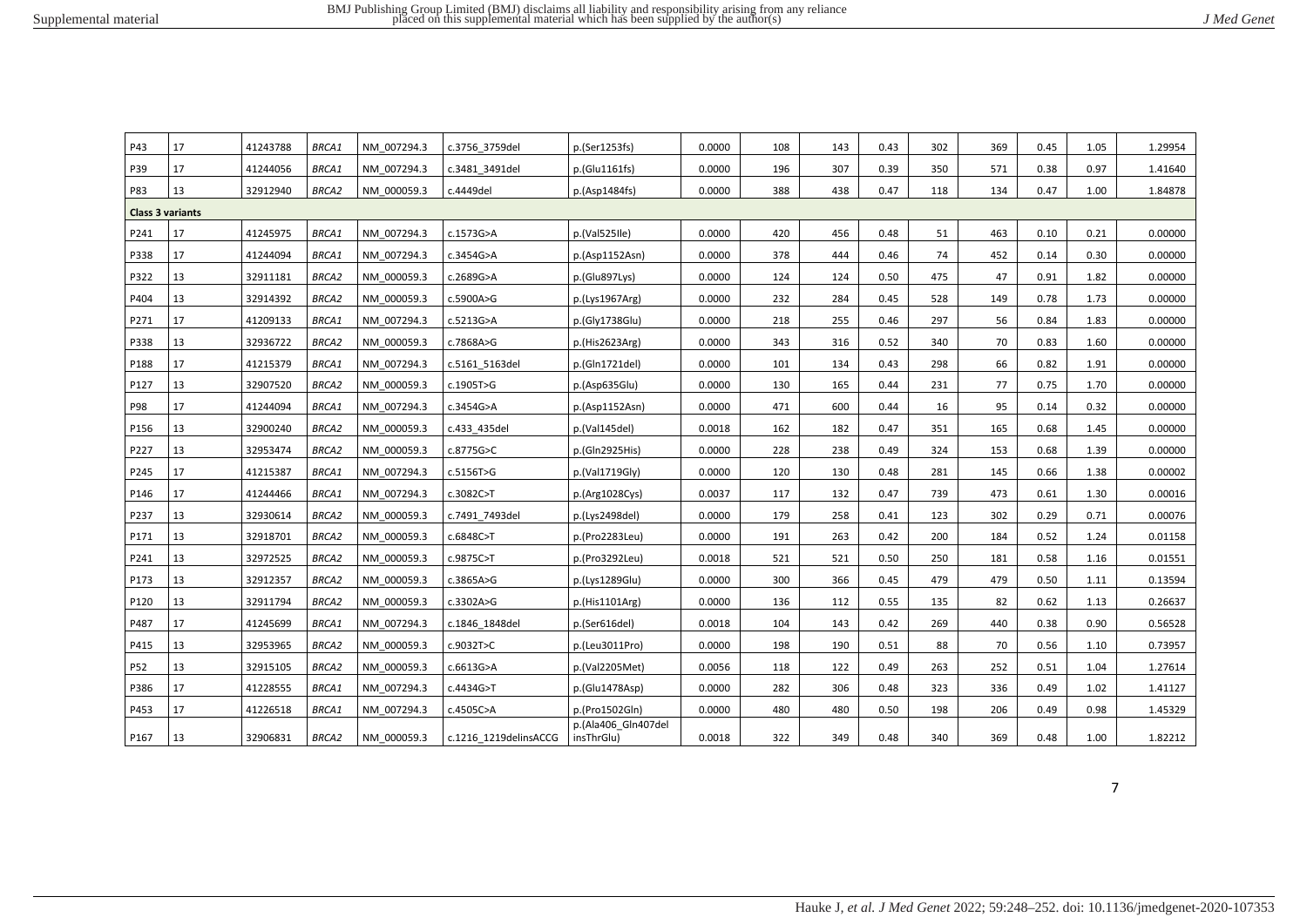| | | | | | | | | | | | | | | |
|---|---|---|---|---|---|---|---|---|---|---|---|---|---|---|
| P43 | 17 | 41243788 | *BRCA1* | NM_007294.3 | c.3756_3759del | p.(Ser1253fs) | 0.0000 | 108 | 143 | 0.43 | 302 | 369 | 0.45 | 1.05 | 1.29954 |
| P39 | 17 | 41244056 | *BRCA1* | NM_007294.3 | c.3481_3491del | p.(Glu1161fs) | 0.0000 | 196 | 307 | 0.39 | 350 | 571 | 0.38 | 0.97 | 1.41640 |
| P83 | 13 | 32912940 | *BRCA2* | NM_000059.3 | c.4449del | p.(Asp1484fs) | 0.0000 | 388 | 438 | 0.47 | 118 | 134 | 0.47 | 1.00 | 1.84878 |
| **Class 3 variants** | | | | | | | | | | | | | | | |
| P241 | 17 | 41245975 | *BRCA1* | NM_007294.3 | c.1573G>A | p.(Val525Ile) | 0.0000 | 420 | 456 | 0.48 | 51 | 463 | 0.10 | 0.21 | 0.00000 |
| P338 | 17 | 41244094 | *BRCA1* | NM_007294.3 | c.3454G>A | p.(Asp1152Asn) | 0.0000 | 378 | 444 | 0.46 | 74 | 452 | 0.14 | 0.30 | 0.00000 |
| P322 | 13 | 32911181 | *BRCA2* | NM_000059.3 | c.2689G>A | p.(Glu897Lys) | 0.0000 | 124 | 124 | 0.50 | 475 | 47 | 0.91 | 1.82 | 0.00000 |
| P404 | 13 | 32914392 | *BRCA2* | NM_000059.3 | c.5900A>G | p.(Lys1967Arg) | 0.0000 | 232 | 284 | 0.45 | 528 | 149 | 0.78 | 1.73 | 0.00000 |
| P271 | 17 | 41209133 | *BRCA1* | NM_007294.3 | c.5213G>A | p.(Gly1738Glu) | 0.0000 | 218 | 255 | 0.46 | 297 | 56 | 0.84 | 1.83 | 0.00000 |
| P338 | 13 | 32936722 | *BRCA2* | NM_000059.3 | c.7868A>G | p.(His2623Arg) | 0.0000 | 343 | 316 | 0.52 | 340 | 70 | 0.83 | 1.60 | 0.00000 |
| P188 | 17 | 41215379 | *BRCA1* | NM_007294.3 | c.5161_5163del | p.(Gln1721del) | 0.0000 | 101 | 134 | 0.43 | 298 | 66 | 0.82 | 1.91 | 0.00000 |
| P127 | 13 | 32907520 | *BRCA2* | NM_000059.3 | c.1905T>G | p.(Asp635Glu) | 0.0000 | 130 | 165 | 0.44 | 231 | 77 | 0.75 | 1.70 | 0.00000 |
| P98 | 17 | 41244094 | *BRCA1* | NM_007294.3 | c.3454G>A | p.(Asp1152Asn) | 0.0000 | 471 | 600 | 0.44 | 16 | 95 | 0.14 | 0.32 | 0.00000 |
| P156 | 13 | 32900240 | *BRCA2* | NM_000059.3 | c.433_435del | p.(Val145del) | 0.0018 | 162 | 182 | 0.47 | 351 | 165 | 0.68 | 1.45 | 0.00000 |
| P227 | 13 | 32953474 | *BRCA2* | NM_000059.3 | c.8775G>C | p.(Gln2925His) | 0.0000 | 228 | 238 | 0.49 | 324 | 153 | 0.68 | 1.39 | 0.00000 |
| P245 | 17 | 41215387 | *BRCA1* | NM_007294.3 | c.5156T>G | p.(Val1719Gly) | 0.0000 | 120 | 130 | 0.48 | 281 | 145 | 0.66 | 1.38 | 0.00002 |
| P146 | 17 | 41244466 | *BRCA1* | NM_007294.3 | c.3082C>T | p.(Arg1028Cys) | 0.0037 | 117 | 132 | 0.47 | 739 | 473 | 0.61 | 1.30 | 0.00016 |
| P237 | 13 | 32930614 | *BRCA2* | NM_000059.3 | c.7491_7493del | p.(Lys2498del) | 0.0000 | 179 | 258 | 0.41 | 123 | 302 | 0.29 | 0.71 | 0.00076 |
| P171 | 13 | 32918701 | *BRCA2* | NM_000059.3 | c.6848C>T | p.(Pro2283Leu) | 0.0000 | 191 | 263 | 0.42 | 200 | 184 | 0.52 | 1.24 | 0.01158 |
| P241 | 13 | 32972525 | *BRCA2* | NM_000059.3 | c.9875C>T | p.(Pro3292Leu) | 0.0018 | 521 | 521 | 0.50 | 250 | 181 | 0.58 | 1.16 | 0.01551 |
| P173 | 13 | 32912357 | *BRCA2* | NM_000059.3 | c.3865A>G | p.(Lys1289Glu) | 0.0000 | 300 | 366 | 0.45 | 479 | 479 | 0.50 | 1.11 | 0.13594 |
| P120 | 13 | 32911794 | *BRCA2* | NM_000059.3 | c.3302A>G | p.(His1101Arg) | 0.0000 | 136 | 112 | 0.55 | 135 | 82 | 0.62 | 1.13 | 0.26637 |
| P487 | 17 | 41245699 | *BRCA1* | NM_007294.3 | c.1846_1848del | p.(Ser616del) | 0.0018 | 104 | 143 | 0.42 | 269 | 440 | 0.38 | 0.90 | 0.56528 |
| P415 | 13 | 32953965 | *BRCA2* | NM_000059.3 | c.9032T>C | p.(Leu3011Pro) | 0.0000 | 198 | 190 | 0.51 | 88 | 70 | 0.56 | 1.10 | 0.73957 |
| P52 | 13 | 32915105 | *BRCA2* | NM_000059.3 | c.6613G>A | p.(Val2205Met) | 0.0056 | 118 | 122 | 0.49 | 263 | 252 | 0.51 | 1.04 | 1.27614 |
| P386 | 17 | 41228555 | *BRCA1* | NM_007294.3 | c.4434G>T | p.(Glu1478Asp) | 0.0000 | 282 | 306 | 0.48 | 323 | 336 | 0.49 | 1.02 | 1.41127 |
| P453 | 17 | 41226518 | *BRCA1* | NM_007294.3 | c.4505C>A | p.(Pro1502Gln) | 0.0000 | 480 | 480 | 0.50 | 198 | 206 | 0.49 | 0.98 | 1.45329 |
| P167 | 13 | 32906831 | *BRCA2* | NM_000059.3 | c.1216_1219delinsACCG | p.(Ala406_Gln407delinsThrGlu) | 0.0018 | 322 | 349 | 0.48 | 340 | 369 | 0.48 | 1.00 | 1.82212 |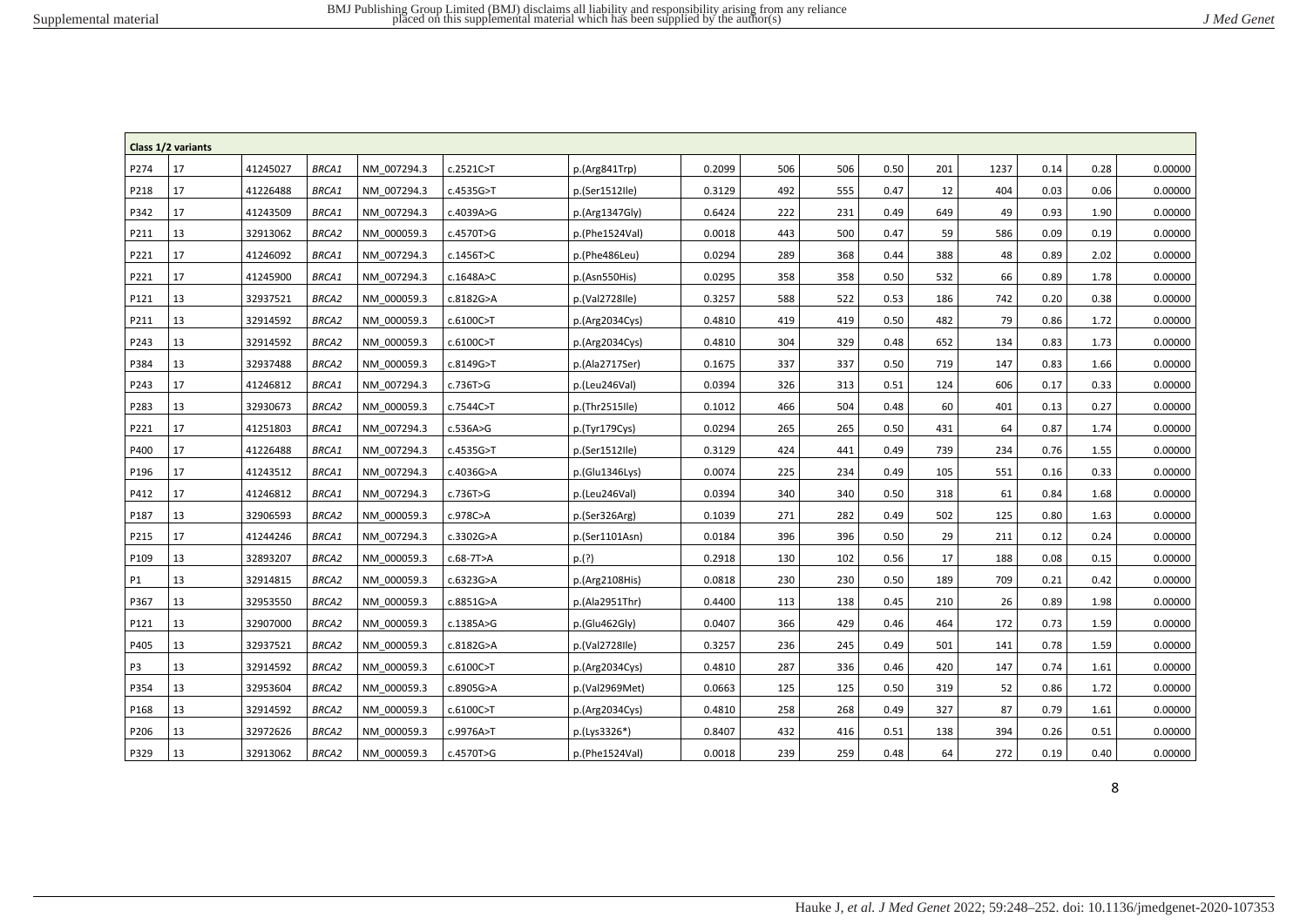| Class 1/2 variants | | | | | | | | | | | | | | | |
|---|---|---|---|---|---|---|---|---|---|---|---|---|---|---|---|
| P274 | 17 | 41245027 | *BRCA1* | NM_007294.3 | c.2521C>T | p.(Arg841Trp) | 0.2099 | 506 | 506 | 0.50 | 201 | 1237 | 0.14 | 0.28 | 0.00000 |
| P218 | 17 | 41226488 | *BRCA1* | NM_007294.3 | c.4535G>T | p.(Ser1512Ile) | 0.3129 | 492 | 555 | 0.47 | 12 | 404 | 0.03 | 0.06 | 0.00000 |
| P342 | 17 | 41243509 | *BRCA1* | NM_007294.3 | c.4039A>G | p.(Arg1347Gly) | 0.6424 | 222 | 231 | 0.49 | 649 | 49 | 0.93 | 1.90 | 0.00000 |
| P211 | 13 | 32913062 | *BRCA2* | NM_000059.3 | c.4570T>G | p.(Phe1524Val) | 0.0018 | 443 | 500 | 0.47 | 59 | 586 | 0.09 | 0.19 | 0.00000 |
| P221 | 17 | 41246092 | *BRCA1* | NM_007294.3 | c.1456T>C | p.(Phe486Leu) | 0.0294 | 289 | 368 | 0.44 | 388 | 48 | 0.89 | 2.02 | 0.00000 |
| P221 | 17 | 41245900 | *BRCA1* | NM_007294.3 | c.1648A>C | p.(Asn550His) | 0.0295 | 358 | 358 | 0.50 | 532 | 66 | 0.89 | 1.78 | 0.00000 |
| P121 | 13 | 32937521 | *BRCA2* | NM_000059.3 | c.8182G>A | p.(Val2728Ile) | 0.3257 | 588 | 522 | 0.53 | 186 | 742 | 0.20 | 0.38 | 0.00000 |
| P211 | 13 | 32914592 | *BRCA2* | NM_000059.3 | c.6100C>T | p.(Arg2034Cys) | 0.4810 | 419 | 419 | 0.50 | 482 | 79 | 0.86 | 1.72 | 0.00000 |
| P243 | 13 | 32914592 | *BRCA2* | NM_000059.3 | c.6100C>T | p.(Arg2034Cys) | 0.4810 | 304 | 329 | 0.48 | 652 | 134 | 0.83 | 1.73 | 0.00000 |
| P384 | 13 | 32937488 | *BRCA2* | NM_000059.3 | c.8149G>T | p.(Ala2717Ser) | 0.1675 | 337 | 337 | 0.50 | 719 | 147 | 0.83 | 1.66 | 0.00000 |
| P243 | 17 | 41246812 | *BRCA1* | NM_007294.3 | c.736T>G | p.(Leu246Val) | 0.0394 | 326 | 313 | 0.51 | 124 | 606 | 0.17 | 0.33 | 0.00000 |
| P283 | 13 | 32930673 | *BRCA2* | NM_000059.3 | c.7544C>T | p.(Thr2515Ile) | 0.1012 | 466 | 504 | 0.48 | 60 | 401 | 0.13 | 0.27 | 0.00000 |
| P221 | 17 | 41251803 | *BRCA1* | NM_007294.3 | c.536A>G | p.(Tyr179Cys) | 0.0294 | 265 | 265 | 0.50 | 431 | 64 | 0.87 | 1.74 | 0.00000 |
| P400 | 17 | 41226488 | *BRCA1* | NM_007294.3 | c.4535G>T | p.(Ser1512Ile) | 0.3129 | 424 | 441 | 0.49 | 739 | 234 | 0.76 | 1.55 | 0.00000 |
| P196 | 17 | 41243512 | *BRCA1* | NM_007294.3 | c.4036G>A | p.(Glu1346Lys) | 0.0074 | 225 | 234 | 0.49 | 105 | 551 | 0.16 | 0.33 | 0.00000 |
| P412 | 17 | 41246812 | *BRCA1* | NM_007294.3 | c.736T>G | p.(Leu246Val) | 0.0394 | 340 | 340 | 0.50 | 318 | 61 | 0.84 | 1.68 | 0.00000 |
| P187 | 13 | 32906593 | *BRCA2* | NM_000059.3 | c.978C>A | p.(Ser326Arg) | 0.1039 | 271 | 282 | 0.49 | 502 | 125 | 0.80 | 1.63 | 0.00000 |
| P215 | 17 | 41244246 | *BRCA1* | NM_007294.3 | c.3302G>A | p.(Ser1101Asn) | 0.0184 | 396 | 396 | 0.50 | 29 | 211 | 0.12 | 0.24 | 0.00000 |
| P109 | 13 | 32893207 | *BRCA2* | NM_000059.3 | c.68-7T>A | p.(?) | 0.2918 | 130 | 102 | 0.56 | 17 | 188 | 0.08 | 0.15 | 0.00000 |
| P1 | 13 | 32914815 | *BRCA2* | NM_000059.3 | c.6323G>A | p.(Arg2108His) | 0.0818 | 230 | 230 | 0.50 | 189 | 709 | 0.21 | 0.42 | 0.00000 |
| P367 | 13 | 32953550 | *BRCA2* | NM_000059.3 | c.8851G>A | p.(Ala2951Thr) | 0.4400 | 113 | 138 | 0.45 | 210 | 26 | 0.89 | 1.98 | 0.00000 |
| P121 | 13 | 32907000 | *BRCA2* | NM_000059.3 | c.1385A>G | p.(Glu462Gly) | 0.0407 | 366 | 429 | 0.46 | 464 | 172 | 0.73 | 1.59 | 0.00000 |
| P405 | 13 | 32937521 | *BRCA2* | NM_000059.3 | c.8182G>A | p.(Val2728Ile) | 0.3257 | 236 | 245 | 0.49 | 501 | 141 | 0.78 | 1.59 | 0.00000 |
| P3 | 13 | 32914592 | *BRCA2* | NM_000059.3 | c.6100C>T | p.(Arg2034Cys) | 0.4810 | 287 | 336 | 0.46 | 420 | 147 | 0.74 | 1.61 | 0.00000 |
| P354 | 13 | 32953604 | *BRCA2* | NM_000059.3 | c.8905G>A | p.(Val2969Met) | 0.0663 | 125 | 125 | 0.50 | 319 | 52 | 0.86 | 1.72 | 0.00000 |
| P168 | 13 | 32914592 | *BRCA2* | NM_000059.3 | c.6100C>T | p.(Arg2034Cys) | 0.4810 | 258 | 268 | 0.49 | 327 | 87 | 0.79 | 1.61 | 0.00000 |
| P206 | 13 | 32972626 | *BRCA2* | NM_000059.3 | c.9976A>T | p.(Lys3326*) | 0.8407 | 432 | 416 | 0.51 | 138 | 394 | 0.26 | 0.51 | 0.00000 |
| P329 | 13 | 32913062 | *BRCA2* | NM_000059.3 | c.4570T>G | p.(Phe1524Val) | 0.0018 | 239 | 259 | 0.48 | 64 | 272 | 0.19 | 0.40 | 0.00000 |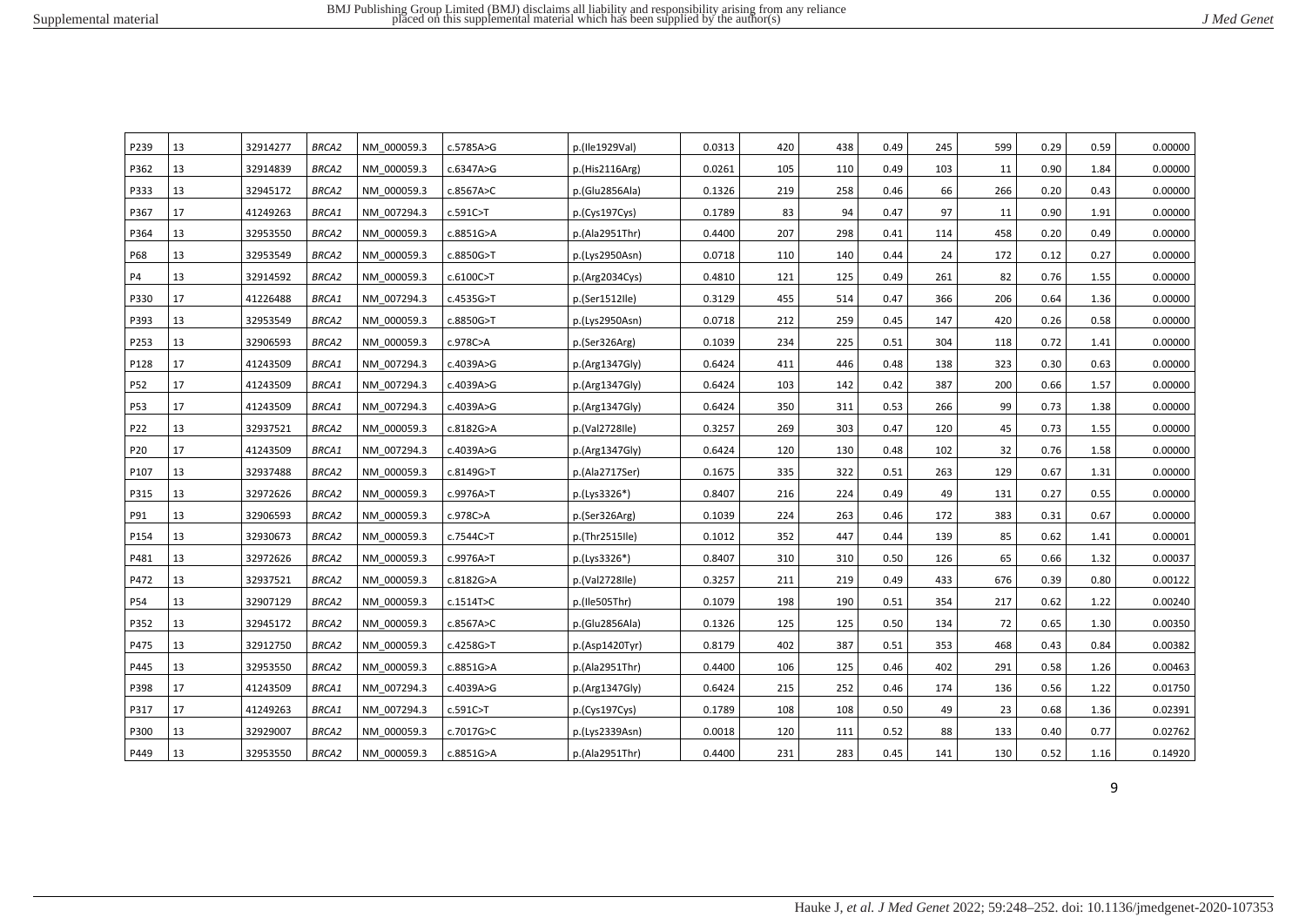| P239 | 13 | 32914277 | *BRCA2* | NM_000059.3 | c.5785A>G | p.(Ile1929Val) | 0.0313 | 420 | 438 | 0.49 | 245 | 599 | 0.29 | 0.59 | 0.00000 |
|---|---|---|---|---|---|---|---|---|---|---|---|---|---|---|---|
| P362 | 13 | 32914839 | *BRCA2* | NM_000059.3 | c.6347A>G | p.(His2116Arg) | 0.0261 | 105 | 110 | 0.49 | 103 | 11 | 0.90 | 1.84 | 0.00000 |
| P333 | 13 | 32945172 | *BRCA2* | NM_000059.3 | c.8567A>C | p.(Glu2856Ala) | 0.1326 | 219 | 258 | 0.46 | 66 | 266 | 0.20 | 0.43 | 0.00000 |
| P367 | 17 | 41249263 | *BRCA1* | NM_007294.3 | c.591C>T | p.(Cys197Cys) | 0.1789 | 83 | 94 | 0.47 | 97 | 11 | 0.90 | 1.91 | 0.00000 |
| P364 | 13 | 32953550 | *BRCA2* | NM_000059.3 | c.8851G>A | p.(Ala2951Thr) | 0.4400 | 207 | 298 | 0.41 | 114 | 458 | 0.20 | 0.49 | 0.00000 |
| P68 | 13 | 32953549 | *BRCA2* | NM_000059.3 | c.8850G>T | p.(Lys2950Asn) | 0.0718 | 110 | 140 | 0.44 | 24 | 172 | 0.12 | 0.27 | 0.00000 |
| P4 | 13 | 32914592 | *BRCA2* | NM_000059.3 | c.6100C>T | p.(Arg2034Cys) | 0.4810 | 121 | 125 | 0.49 | 261 | 82 | 0.76 | 1.55 | 0.00000 |
| P330 | 17 | 41226488 | *BRCA1* | NM_007294.3 | c.4535G>T | p.(Ser1512Ile) | 0.3129 | 455 | 514 | 0.47 | 366 | 206 | 0.64 | 1.36 | 0.00000 |
| P393 | 13 | 32953549 | *BRCA2* | NM_000059.3 | c.8850G>T | p.(Lys2950Asn) | 0.0718 | 212 | 259 | 0.45 | 147 | 420 | 0.26 | 0.58 | 0.00000 |
| P253 | 13 | 32906593 | *BRCA2* | NM_000059.3 | c.978C>A | p.(Ser326Arg) | 0.1039 | 234 | 225 | 0.51 | 304 | 118 | 0.72 | 1.41 | 0.00000 |
| P128 | 17 | 41243509 | *BRCA1* | NM_007294.3 | c.4039A>G | p.(Arg1347Gly) | 0.6424 | 411 | 446 | 0.48 | 138 | 323 | 0.30 | 0.63 | 0.00000 |
| P52 | 17 | 41243509 | *BRCA1* | NM_007294.3 | c.4039A>G | p.(Arg1347Gly) | 0.6424 | 103 | 142 | 0.42 | 387 | 200 | 0.66 | 1.57 | 0.00000 |
| P53 | 17 | 41243509 | *BRCA1* | NM_007294.3 | c.4039A>G | p.(Arg1347Gly) | 0.6424 | 350 | 311 | 0.53 | 266 | 99 | 0.73 | 1.38 | 0.00000 |
| P22 | 13 | 32937521 | *BRCA2* | NM_000059.3 | c.8182G>A | p.(Val2728Ile) | 0.3257 | 269 | 303 | 0.47 | 120 | 45 | 0.73 | 1.55 | 0.00000 |
| P20 | 17 | 41243509 | *BRCA1* | NM_007294.3 | c.4039A>G | p.(Arg1347Gly) | 0.6424 | 120 | 130 | 0.48 | 102 | 32 | 0.76 | 1.58 | 0.00000 |
| P107 | 13 | 32937488 | *BRCA2* | NM_000059.3 | c.8149G>T | p.(Ala2717Ser) | 0.1675 | 335 | 322 | 0.51 | 263 | 129 | 0.67 | 1.31 | 0.00000 |
| P315 | 13 | 32972626 | *BRCA2* | NM_000059.3 | c.9976A>T | p.(Lys3326*) | 0.8407 | 216 | 224 | 0.49 | 49 | 131 | 0.27 | 0.55 | 0.00000 |
| P91 | 13 | 32906593 | *BRCA2* | NM_000059.3 | c.978C>A | p.(Ser326Arg) | 0.1039 | 224 | 263 | 0.46 | 172 | 383 | 0.31 | 0.67 | 0.00000 |
| P154 | 13 | 32930673 | *BRCA2* | NM_000059.3 | c.7544C>T | p.(Thr2515Ile) | 0.1012 | 352 | 447 | 0.44 | 139 | 85 | 0.62 | 1.41 | 0.00001 |
| P481 | 13 | 32972626 | *BRCA2* | NM_000059.3 | c.9976A>T | p.(Lys3326*) | 0.8407 | 310 | 310 | 0.50 | 126 | 65 | 0.66 | 1.32 | 0.00037 |
| P472 | 13 | 32937521 | *BRCA2* | NM_000059.3 | c.8182G>A | p.(Val2728Ile) | 0.3257 | 211 | 219 | 0.49 | 433 | 676 | 0.39 | 0.80 | 0.00122 |
| P54 | 13 | 32907129 | *BRCA2* | NM_000059.3 | c.1514T>C | p.(Ile505Thr) | 0.1079 | 198 | 190 | 0.51 | 354 | 217 | 0.62 | 1.22 | 0.00240 |
| P352 | 13 | 32945172 | *BRCA2* | NM_000059.3 | c.8567A>C | p.(Glu2856Ala) | 0.1326 | 125 | 125 | 0.50 | 134 | 72 | 0.65 | 1.30 | 0.00350 |
| P475 | 13 | 32912750 | *BRCA2* | NM_000059.3 | c.4258G>T | p.(Asp1420Tyr) | 0.8179 | 402 | 387 | 0.51 | 353 | 468 | 0.43 | 0.84 | 0.00382 |
| P445 | 13 | 32953550 | *BRCA2* | NM_000059.3 | c.8851G>A | p.(Ala2951Thr) | 0.4400 | 106 | 125 | 0.46 | 402 | 291 | 0.58 | 1.26 | 0.00463 |
| P398 | 17 | 41243509 | *BRCA1* | NM_007294.3 | c.4039A>G | p.(Arg1347Gly) | 0.6424 | 215 | 252 | 0.46 | 174 | 136 | 0.56 | 1.22 | 0.01750 |
| P317 | 17 | 41249263 | *BRCA1* | NM_007294.3 | c.591C>T | p.(Cys197Cys) | 0.1789 | 108 | 108 | 0.50 | 49 | 23 | 0.68 | 1.36 | 0.02391 |
| P300 | 13 | 32929007 | *BRCA2* | NM_000059.3 | c.7017G>C | p.(Lys2339Asn) | 0.0018 | 120 | 111 | 0.52 | 88 | 133 | 0.40 | 0.77 | 0.02762 |
| P449 | 13 | 32953550 | *BRCA2* | NM_000059.3 | c.8851G>A | p.(Ala2951Thr) | 0.4400 | 231 | 283 | 0.45 | 141 | 130 | 0.52 | 1.16 | 0.14920 |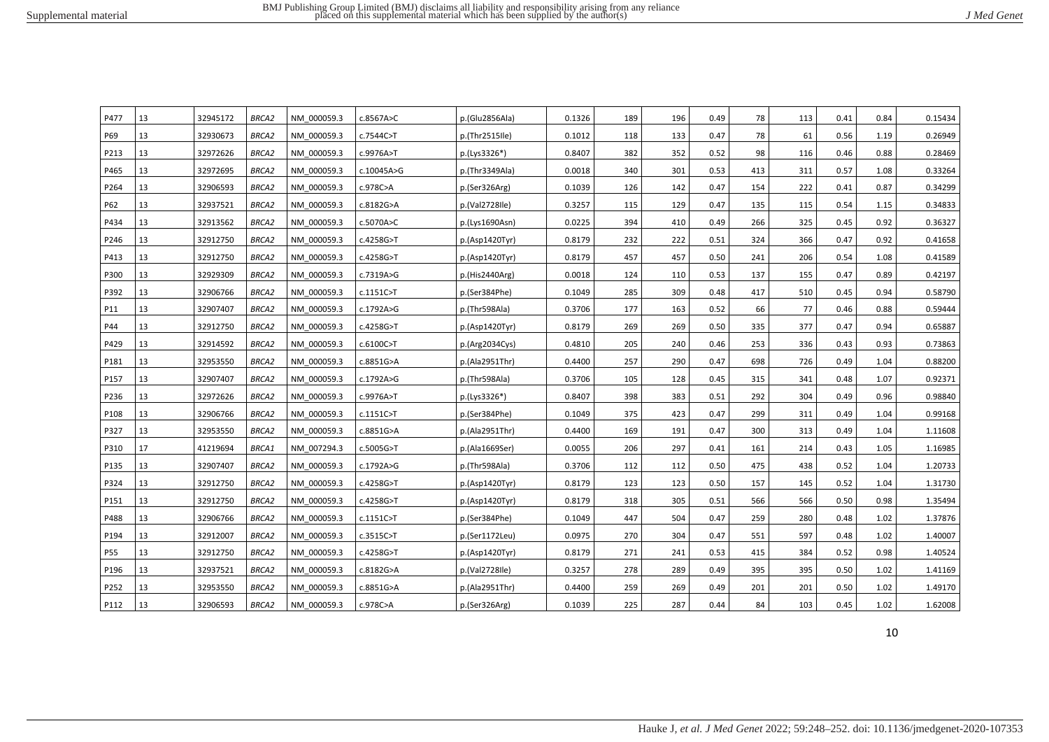| P477 | 13 | 32945172 | *BRCA2* | NM_000059.3 | c.8567A>C | p.(Glu2856Ala) | 0.1326 | 189 | 196 | 0.49 | 78 | 113 | 0.41 | 0.84 | 0.15434 |
|---|---|---|---|---|---|---|---|---|---|---|---|---|---|---|---|
| P69 | 13 | 32930673 | *BRCA2* | NM_000059.3 | c.7544C>T | p.(Thr2515Ile) | 0.1012 | 118 | 133 | 0.47 | 78 | 61 | 0.56 | 1.19 | 0.26949 |
| P213 | 13 | 32972626 | *BRCA2* | NM_000059.3 | c.9976A>T | p.(Lys3326*) | 0.8407 | 382 | 352 | 0.52 | 98 | 116 | 0.46 | 0.88 | 0.28469 |
| P465 | 13 | 32972695 | *BRCA2* | NM_000059.3 | c.10045A>G | p.(Thr3349Ala) | 0.0018 | 340 | 301 | 0.53 | 413 | 311 | 0.57 | 1.08 | 0.33264 |
| P264 | 13 | 32906593 | *BRCA2* | NM_000059.3 | c.978C>A | p.(Ser326Arg) | 0.1039 | 126 | 142 | 0.47 | 154 | 222 | 0.41 | 0.87 | 0.34299 |
| P62 | 13 | 32937521 | *BRCA2* | NM_000059.3 | c.8182G>A | p.(Val2728Ile) | 0.3257 | 115 | 129 | 0.47 | 135 | 115 | 0.54 | 1.15 | 0.34833 |
| P434 | 13 | 32913562 | *BRCA2* | NM_000059.3 | c.5070A>C | p.(Lys1690Asn) | 0.0225 | 394 | 410 | 0.49 | 266 | 325 | 0.45 | 0.92 | 0.36327 |
| P246 | 13 | 32912750 | *BRCA2* | NM_000059.3 | c.4258G>T | p.(Asp1420Tyr) | 0.8179 | 232 | 222 | 0.51 | 324 | 366 | 0.47 | 0.92 | 0.41658 |
| P413 | 13 | 32912750 | *BRCA2* | NM_000059.3 | c.4258G>T | p.(Asp1420Tyr) | 0.8179 | 457 | 457 | 0.50 | 241 | 206 | 0.54 | 1.08 | 0.41589 |
| P300 | 13 | 32929309 | *BRCA2* | NM_000059.3 | c.7319A>G | p.(His2440Arg) | 0.0018 | 124 | 110 | 0.53 | 137 | 155 | 0.47 | 0.89 | 0.42197 |
| P392 | 13 | 32906766 | *BRCA2* | NM_000059.3 | c.1151C>T | p.(Ser384Phe) | 0.1049 | 285 | 309 | 0.48 | 417 | 510 | 0.45 | 0.94 | 0.58790 |
| P11 | 13 | 32907407 | *BRCA2* | NM_000059.3 | c.1792A>G | p.(Thr598Ala) | 0.3706 | 177 | 163 | 0.52 | 66 | 77 | 0.46 | 0.88 | 0.59444 |
| P44 | 13 | 32912750 | *BRCA2* | NM_000059.3 | c.4258G>T | p.(Asp1420Tyr) | 0.8179 | 269 | 269 | 0.50 | 335 | 377 | 0.47 | 0.94 | 0.65887 |
| P429 | 13 | 32914592 | *BRCA2* | NM_000059.3 | c.6100C>T | p.(Arg2034Cys) | 0.4810 | 205 | 240 | 0.46 | 253 | 336 | 0.43 | 0.93 | 0.73863 |
| P181 | 13 | 32953550 | *BRCA2* | NM_000059.3 | c.8851G>A | p.(Ala2951Thr) | 0.4400 | 257 | 290 | 0.47 | 698 | 726 | 0.49 | 1.04 | 0.88200 |
| P157 | 13 | 32907407 | *BRCA2* | NM_000059.3 | c.1792A>G | p.(Thr598Ala) | 0.3706 | 105 | 128 | 0.45 | 315 | 341 | 0.48 | 1.07 | 0.92371 |
| P236 | 13 | 32972626 | *BRCA2* | NM_000059.3 | c.9976A>T | p.(Lys3326*) | 0.8407 | 398 | 383 | 0.51 | 292 | 304 | 0.49 | 0.96 | 0.98840 |
| P108 | 13 | 32906766 | *BRCA2* | NM_000059.3 | c.1151C>T | p.(Ser384Phe) | 0.1049 | 375 | 423 | 0.47 | 299 | 311 | 0.49 | 1.04 | 0.99168 |
| P327 | 13 | 32953550 | *BRCA2* | NM_000059.3 | c.8851G>A | p.(Ala2951Thr) | 0.4400 | 169 | 191 | 0.47 | 300 | 313 | 0.49 | 1.04 | 1.11608 |
| P310 | 17 | 41219694 | *BRCA1* | NM_007294.3 | c.5005G>T | p.(Ala1669Ser) | 0.0055 | 206 | 297 | 0.41 | 161 | 214 | 0.43 | 1.05 | 1.16985 |
| P135 | 13 | 32907407 | *BRCA2* | NM_000059.3 | c.1792A>G | p.(Thr598Ala) | 0.3706 | 112 | 112 | 0.50 | 475 | 438 | 0.52 | 1.04 | 1.20733 |
| P324 | 13 | 32912750 | *BRCA2* | NM_000059.3 | c.4258G>T | p.(Asp1420Tyr) | 0.8179 | 123 | 123 | 0.50 | 157 | 145 | 0.52 | 1.04 | 1.31730 |
| P151 | 13 | 32912750 | *BRCA2* | NM_000059.3 | c.4258G>T | p.(Asp1420Tyr) | 0.8179 | 318 | 305 | 0.51 | 566 | 566 | 0.50 | 0.98 | 1.35494 |
| P488 | 13 | 32906766 | *BRCA2* | NM_000059.3 | c.1151C>T | p.(Ser384Phe) | 0.1049 | 447 | 504 | 0.47 | 259 | 280 | 0.48 | 1.02 | 1.37876 |
| P194 | 13 | 32912007 | *BRCA2* | NM_000059.3 | c.3515C>T | p.(Ser1172Leu) | 0.0975 | 270 | 304 | 0.47 | 551 | 597 | 0.48 | 1.02 | 1.40007 |
| P55 | 13 | 32912750 | *BRCA2* | NM_000059.3 | c.4258G>T | p.(Asp1420Tyr) | 0.8179 | 271 | 241 | 0.53 | 415 | 384 | 0.52 | 0.98 | 1.40524 |
| P196 | 13 | 32937521 | *BRCA2* | NM_000059.3 | c.8182G>A | p.(Val2728Ile) | 0.3257 | 278 | 289 | 0.49 | 395 | 395 | 0.50 | 1.02 | 1.41169 |
| P252 | 13 | 32953550 | *BRCA2* | NM_000059.3 | c.8851G>A | p.(Ala2951Thr) | 0.4400 | 259 | 269 | 0.49 | 201 | 201 | 0.50 | 1.02 | 1.49170 |
| P112 | 13 | 32906593 | *BRCA2* | NM_000059.3 | c.978C>A | p.(Ser326Arg) | 0.1039 | 225 | 287 | 0.44 | 84 | 103 | 0.45 | 1.02 | 1.62008 |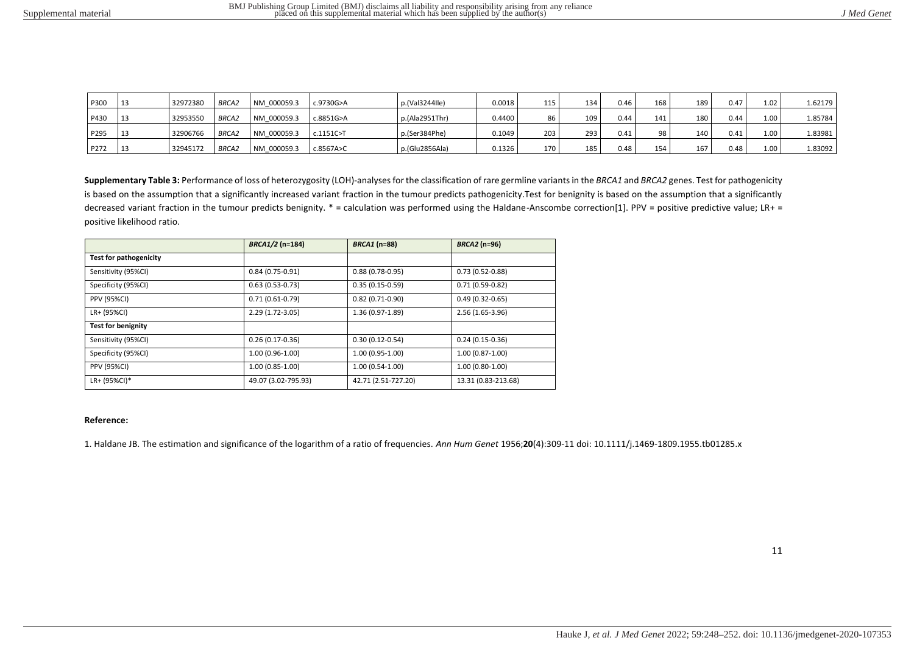| | | | | | | | | | | | | | | |
|---|---|---|---|---|---|---|---|---|---|---|---|---|---|---|
| P300 | 13 | 32972380 | *BRCA2* | NM_000059.3 | c.9730G>A | p.(Val3244Ile) | 0.0018 | 115 | 134 | 0.46 | 168 | 189 | 0.47 | 1.02 | 1.62179 |
| P430 | 13 | 32953550 | *BRCA2* | NM_000059.3 | c.8851G>A | p.(Ala2951Thr) | 0.4400 | 86 | 109 | 0.44 | 141 | 180 | 0.44 | 1.00 | 1.85784 |
| P295 | 13 | 32906766 | *BRCA2* | NM_000059.3 | c.1151C>T | p.(Ser384Phe) | 0.1049 | 203 | 293 | 0.41 | 98 | 140 | 0.41 | 1.00 | 1.83981 |
| P272 | 13 | 32945172 | *BRCA2* | NM_000059.3 | c.8567A>C | p.(Glu2856Ala) | 0.1326 | 170 | 185 | 0.48 | 154 | 167 | 0.48 | 1.00 | 1.83092 |

**Supplementary Table 3:** Performance of loss of heterozygosity (LOH)-analyses for the classification of rare germline variants in the *BRCA1* and *BRCA2* genes. Test for pathogenicity is based on the assumption that a significantly increased variant fraction in the tumour predicts pathogenicity.Test for benignity is based on the assumption that a significantly decreased variant fraction in the tumour predicts benignity. * = calculation was performed using the Haldane-Anscombe correction[1]. PPV = positive predictive value; LR+ = positive likelihood ratio.

| | *BRCA1/2* (n=184) | *BRCA1* (n=88) | *BRCA2* (n=96) |
|---|---|---|---|
| **Test for pathogenicity** | | | |
| Sensitivity (95%CI) | 0.84 (0.75-0.91) | 0.88 (0.78-0.95) | 0.73 (0.52-0.88) |
| Specificity (95%CI) | 0.63 (0.53-0.73) | 0.35 (0.15-0.59) | 0.71 (0.59-0.82) |
| PPV (95%CI) | 0.71 (0.61-0.79) | 0.82 (0.71-0.90) | 0.49 (0.32-0.65) |
| LR+ (95%CI) | 2.29 (1.72-3.05) | 1.36 (0.97-1.89) | 2.56 (1.65-3.96) |
| **Test for benignity** | | | |
| Sensitivity (95%CI) | 0.26 (0.17-0.36) | 0.30 (0.12-0.54) | 0.24 (0.15-0.36) |
| Specificity (95%CI) | 1.00 (0.96-1.00) | 1.00 (0.95-1.00) | 1.00 (0.87-1.00) |
| PPV (95%CI) | 1.00 (0.85-1.00) | 1.00 (0.54-1.00) | 1.00 (0.80-1.00) |
| LR+ (95%CI)* | 49.07 (3.02-795.93) | 42.71 (2.51-727.20) | 13.31 (0.83-213.68) |

**Reference:**

1. Haldane JB. The estimation and significance of the logarithm of a ratio of frequencies. *Ann Hum Genet* 1956;**20**(4):309-11 doi: 10.1111/j.1469-1809.1955.tb01285.x